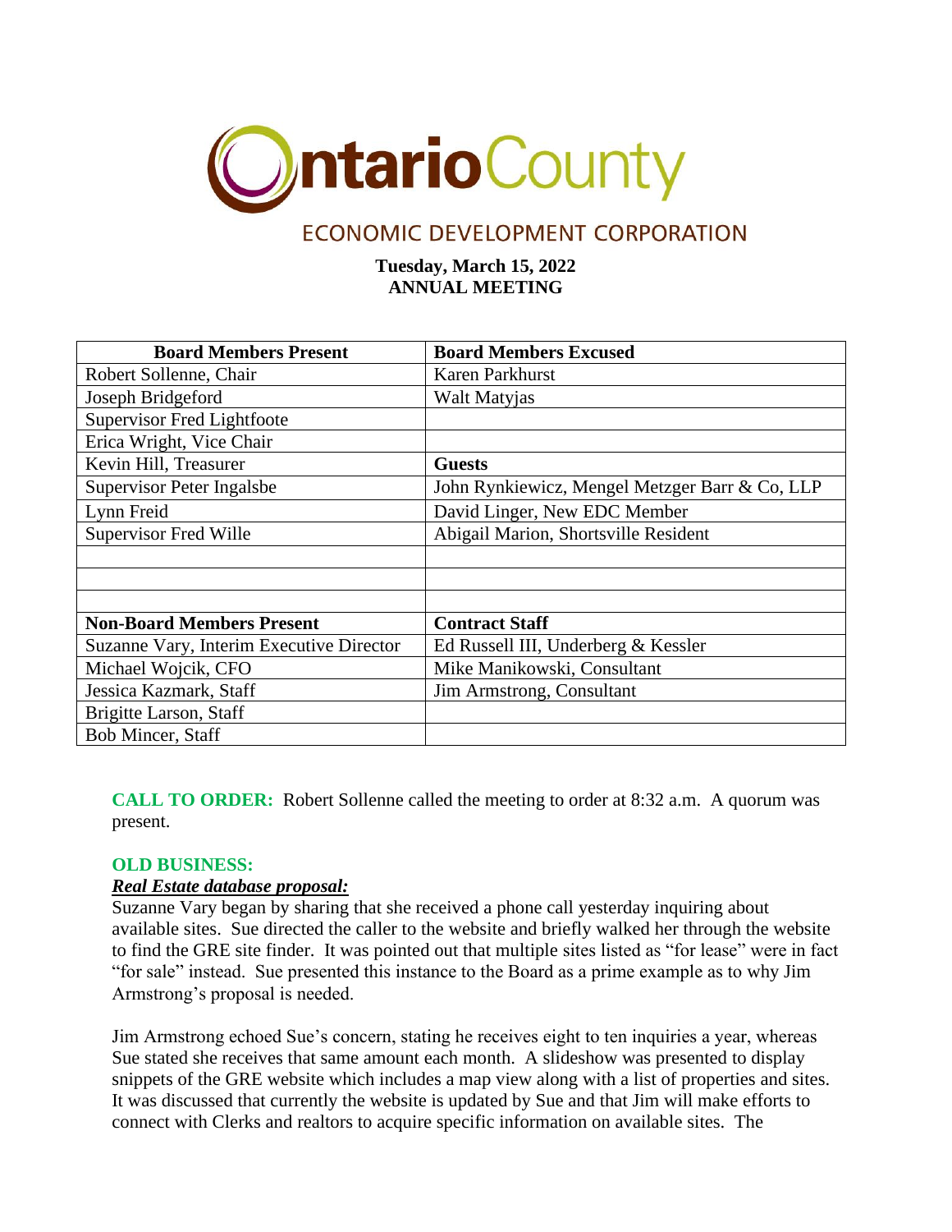# Ontario County

## ECONOMIC DEVELOPMENT CORPORATION

**Tuesday, March 15, 2022**
**ANNUAL MEETING**

| **Board Members Present** | **Board Members Excused** |
|---|---|
| Robert Sollenne, Chair | Karen Parkhurst |
| Joseph Bridgeford | Walt Matyjas |
| Supervisor Fred Lightfoote | |
| Erica Wright, Vice Chair | |
| Kevin Hill, Treasurer | **Guests** |
| Supervisor Peter Ingalsbe | John Rynkiewicz, Mengel Metzger Barr & Co, LLP |
| Lynn Freid | David Linger, New EDC Member |
| Supervisor Fred Wille | Abigail Marion, Shortsville Resident |
| | |
| | |
| | |
| **Non-Board Members Present** | **Contract Staff** |
| Suzanne Vary, Interim Executive Director | Ed Russell III, Underberg & Kessler |
| Michael Wojcik, CFO | Mike Manikowski, Consultant |
| Jessica Kazmark, Staff | Jim Armstrong, Consultant |
| Brigitte Larson, Staff | |
| Bob Mincer, Staff | |

**CALL TO ORDER:** Robert Sollenne called the meeting to order at 8:32 a.m. A quorum was present.

**OLD BUSINESS:**

***Real Estate database proposal:***

Suzanne Vary began by sharing that she received a phone call yesterday inquiring about available sites. Sue directed the caller to the website and briefly walked her through the website to find the GRE site finder. It was pointed out that multiple sites listed as "for lease" were in fact "for sale" instead. Sue presented this instance to the Board as a prime example as to why Jim Armstrong's proposal is needed.

Jim Armstrong echoed Sue's concern, stating he receives eight to ten inquiries a year, whereas Sue stated she receives that same amount each month. A slideshow was presented to display snippets of the GRE website which includes a map view along with a list of properties and sites. It was discussed that currently the website is updated by Sue and that Jim will make efforts to connect with Clerks and realtors to acquire specific information on available sites. The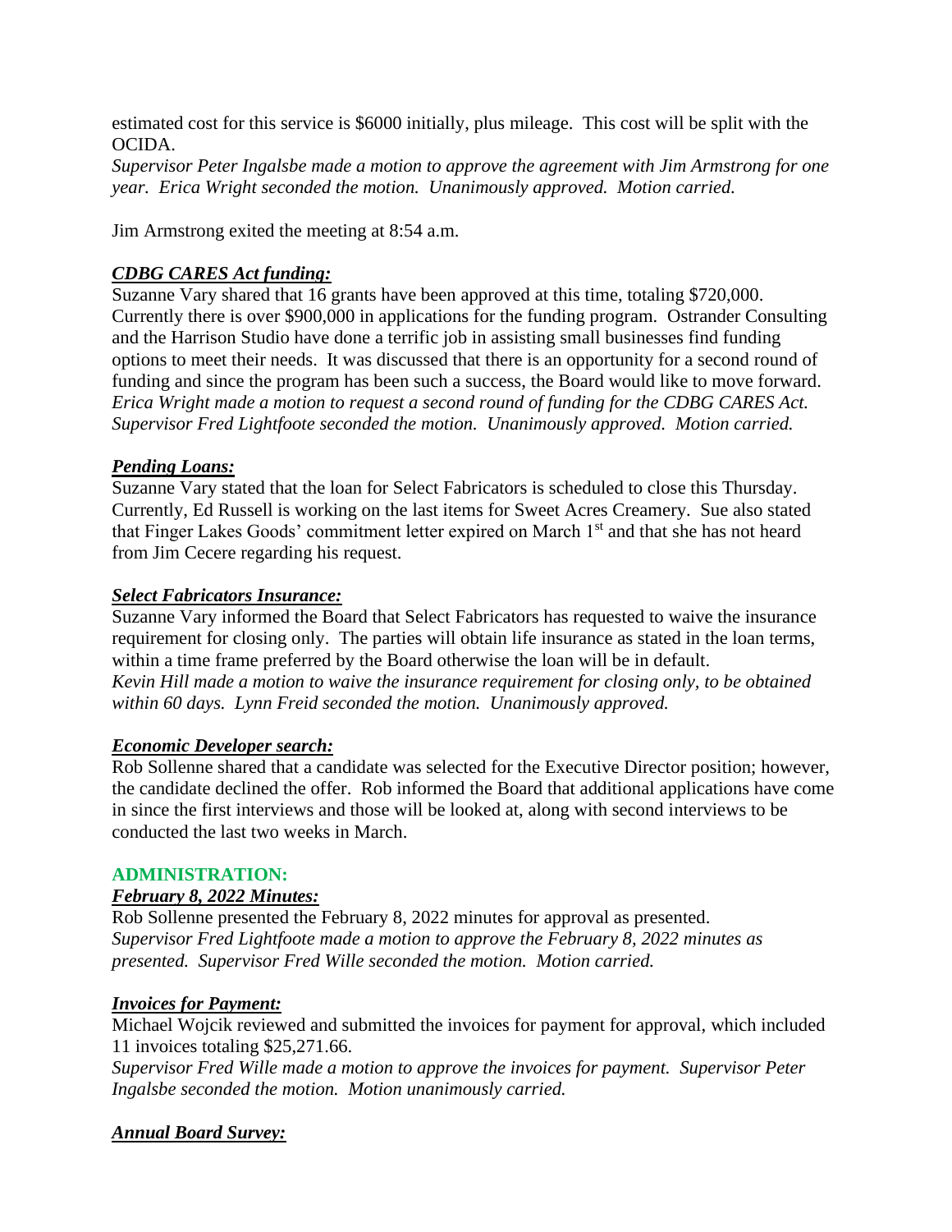estimated cost for this service is $6000 initially, plus mileage. This cost will be split with the OCIDA.

*Supervisor Peter Ingalsbe made a motion to approve the agreement with Jim Armstrong for one year. Erica Wright seconded the motion. Unanimously approved. Motion carried.*

Jim Armstrong exited the meeting at 8:54 a.m.

***CDBG CARES Act funding:***

Suzanne Vary shared that 16 grants have been approved at this time, totaling $720,000. Currently there is over $900,000 in applications for the funding program. Ostrander Consulting and the Harrison Studio have done a terrific job in assisting small businesses find funding options to meet their needs. It was discussed that there is an opportunity for a second round of funding and since the program has been such a success, the Board would like to move forward. *Erica Wright made a motion to request a second round of funding for the CDBG CARES Act. Supervisor Fred Lightfoote seconded the motion. Unanimously approved. Motion carried.*

***Pending Loans:***

Suzanne Vary stated that the loan for Select Fabricators is scheduled to close this Thursday. Currently, Ed Russell is working on the last items for Sweet Acres Creamery. Sue also stated that Finger Lakes Goods' commitment letter expired on March 1st and that she has not heard from Jim Cecere regarding his request.

***Select Fabricators Insurance:***

Suzanne Vary informed the Board that Select Fabricators has requested to waive the insurance requirement for closing only. The parties will obtain life insurance as stated in the loan terms, within a time frame preferred by the Board otherwise the loan will be in default.

*Kevin Hill made a motion to waive the insurance requirement for closing only, to be obtained within 60 days. Lynn Freid seconded the motion. Unanimously approved.*

***Economic Developer search:***

Rob Sollenne shared that a candidate was selected for the Executive Director position; however, the candidate declined the offer. Rob informed the Board that additional applications have come in since the first interviews and those will be looked at, along with second interviews to be conducted the last two weeks in March.

## ADMINISTRATION:

***February 8, 2022 Minutes:***

Rob Sollenne presented the February 8, 2022 minutes for approval as presented.

*Supervisor Fred Lightfoote made a motion to approve the February 8, 2022 minutes as presented. Supervisor Fred Wille seconded the motion. Motion carried.*

***Invoices for Payment:***

Michael Wojcik reviewed and submitted the invoices for payment for approval, which included 11 invoices totaling $25,271.66.

*Supervisor Fred Wille made a motion to approve the invoices for payment. Supervisor Peter Ingalsbe seconded the motion. Motion unanimously carried.*

***Annual Board Survey:***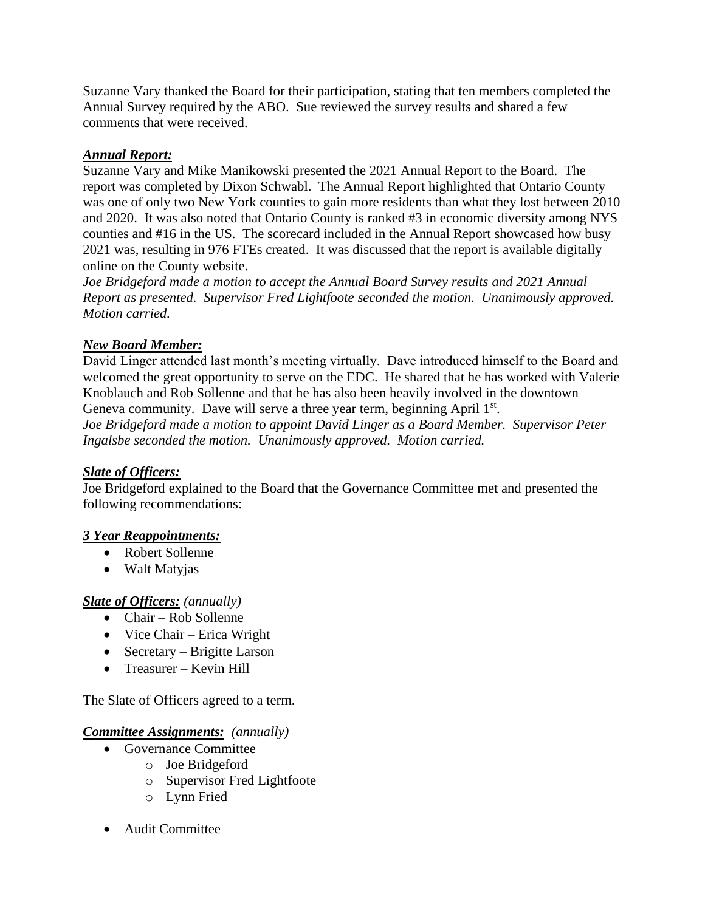Suzanne Vary thanked the Board for their participation, stating that ten members completed the Annual Survey required by the ABO. Sue reviewed the survey results and shared a few comments that were received.

***Annual Report:***

Suzanne Vary and Mike Manikowski presented the 2021 Annual Report to the Board. The report was completed by Dixon Schwabl. The Annual Report highlighted that Ontario County was one of only two New York counties to gain more residents than what they lost between 2010 and 2020. It was also noted that Ontario County is ranked #3 in economic diversity among NYS counties and #16 in the US. The scorecard included in the Annual Report showcased how busy 2021 was, resulting in 976 FTEs created. It was discussed that the report is available digitally online on the County website.

*Joe Bridgeford made a motion to accept the Annual Board Survey results and 2021 Annual Report as presented. Supervisor Fred Lightfoote seconded the motion. Unanimously approved. Motion carried.*

***New Board Member:***

David Linger attended last month's meeting virtually. Dave introduced himself to the Board and welcomed the great opportunity to serve on the EDC. He shared that he has worked with Valerie Knoblauch and Rob Sollenne and that he has also been heavily involved in the downtown Geneva community. Dave will serve a three year term, beginning April 1st.

*Joe Bridgeford made a motion to appoint David Linger as a Board Member. Supervisor Peter Ingalsbe seconded the motion. Unanimously approved. Motion carried.*

***Slate of Officers:***

Joe Bridgeford explained to the Board that the Governance Committee met and presented the following recommendations:

***3 Year Reappointments:***

- Robert Sollenne
- Walt Matyjas

***Slate of Officers:*** *(annually)*

- Chair – Rob Sollenne
- Vice Chair – Erica Wright
- Secretary – Brigitte Larson
- Treasurer – Kevin Hill

The Slate of Officers agreed to a term.

***Committee Assignments:*** *(annually)*

- Governance Committee
  - Joe Bridgeford
  - Supervisor Fred Lightfoote
  - Lynn Fried
- Audit Committee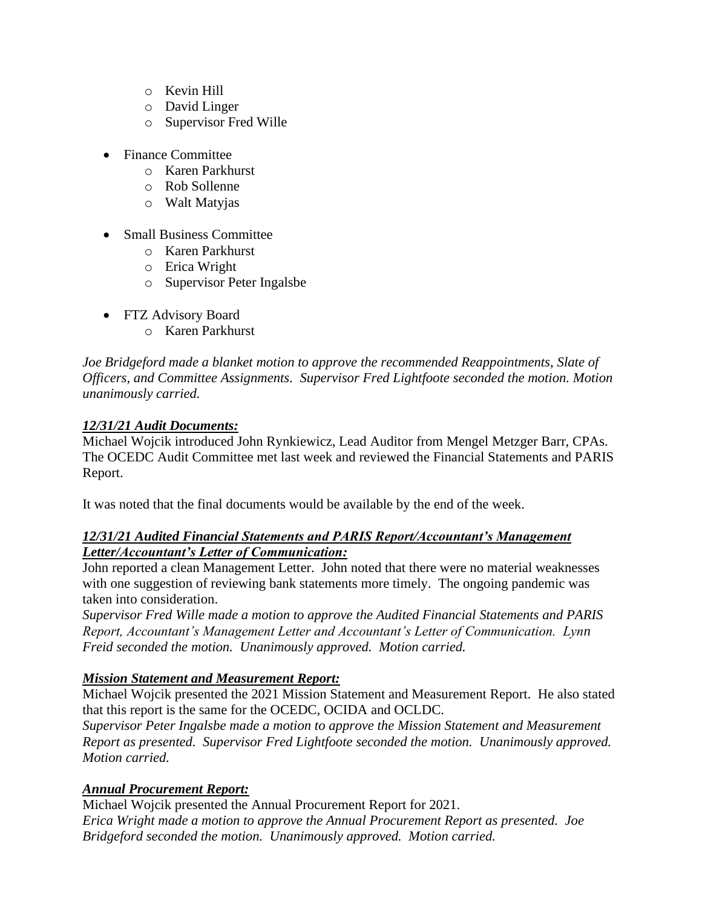- Kevin Hill
  - David Linger
  - Supervisor Fred Wille

- Finance Committee
  - Karen Parkhurst
  - Rob Sollenne
  - Walt Matyjas

- Small Business Committee
  - Karen Parkhurst
  - Erica Wright
  - Supervisor Peter Ingalsbe

- FTZ Advisory Board
  - Karen Parkhurst

*Joe Bridgeford made a blanket motion to approve the recommended Reappointments, Slate of Officers, and Committee Assignments. Supervisor Fred Lightfoote seconded the motion. Motion unanimously carried.*

***<u>12/31/21 Audit Documents:</u>***

Michael Wojcik introduced John Rynkiewicz, Lead Auditor from Mengel Metzger Barr, CPAs. The OCEDC Audit Committee met last week and reviewed the Financial Statements and PARIS Report.

It was noted that the final documents would be available by the end of the week.

***<u>12/31/21 Audited Financial Statements and PARIS Report/Accountant's Management Letter/Accountant's Letter of Communication:</u>***

John reported a clean Management Letter. John noted that there were no material weaknesses with one suggestion of reviewing bank statements more timely. The ongoing pandemic was taken into consideration.

*Supervisor Fred Wille made a motion to approve the Audited Financial Statements and PARIS Report, Accountant's Management Letter and Accountant's Letter of Communication. Lynn Freid seconded the motion. Unanimously approved. Motion carried.*

***<u>Mission Statement and Measurement Report:</u>***

Michael Wojcik presented the 2021 Mission Statement and Measurement Report. He also stated that this report is the same for the OCEDC, OCIDA and OCLDC.

*Supervisor Peter Ingalsbe made a motion to approve the Mission Statement and Measurement Report as presented. Supervisor Fred Lightfoote seconded the motion. Unanimously approved. Motion carried.*

***<u>Annual Procurement Report:</u>***

Michael Wojcik presented the Annual Procurement Report for 2021.

*Erica Wright made a motion to approve the Annual Procurement Report as presented. Joe Bridgeford seconded the motion. Unanimously approved. Motion carried.*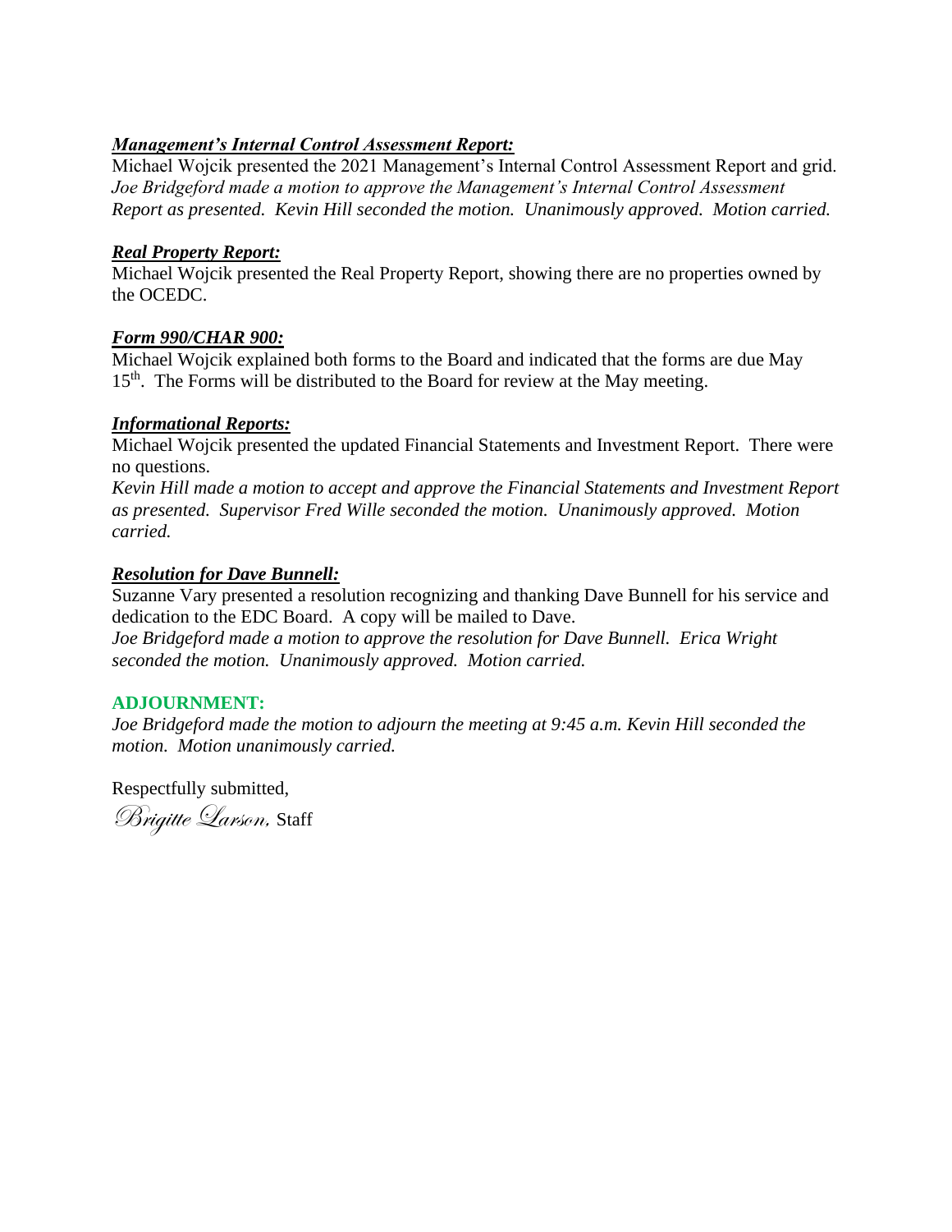***Management's Internal Control Assessment Report:***

Michael Wojcik presented the 2021 Management's Internal Control Assessment Report and grid. *Joe Bridgeford made a motion to approve the Management's Internal Control Assessment Report as presented. Kevin Hill seconded the motion. Unanimously approved. Motion carried.*

***Real Property Report:***

Michael Wojcik presented the Real Property Report, showing there are no properties owned by the OCEDC.

***Form 990/CHAR 900:***

Michael Wojcik explained both forms to the Board and indicated that the forms are due May 15th. The Forms will be distributed to the Board for review at the May meeting.

***Informational Reports:***

Michael Wojcik presented the updated Financial Statements and Investment Report. There were no questions.

*Kevin Hill made a motion to accept and approve the Financial Statements and Investment Report as presented. Supervisor Fred Wille seconded the motion. Unanimously approved. Motion carried.*

***Resolution for Dave Bunnell:***

Suzanne Vary presented a resolution recognizing and thanking Dave Bunnell for his service and dedication to the EDC Board. A copy will be mailed to Dave.

*Joe Bridgeford made a motion to approve the resolution for Dave Bunnell. Erica Wright seconded the motion. Unanimously approved. Motion carried.*

**ADJOURNMENT:**

*Joe Bridgeford made the motion to adjourn the meeting at 9:45 a.m. Kevin Hill seconded the motion. Motion unanimously carried.*

Respectfully submitted,

*Brigitte Larson,* Staff